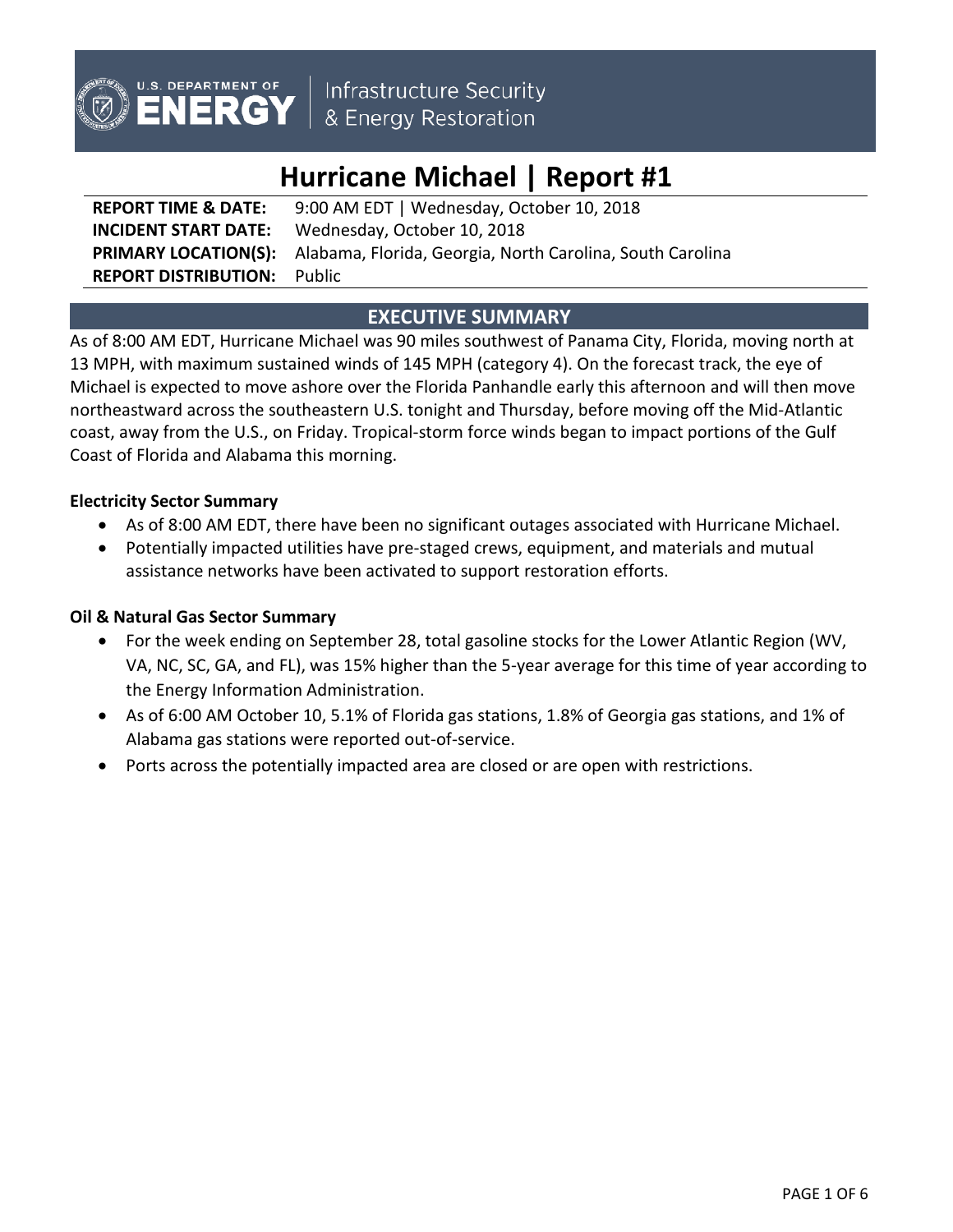U.S. DEPARTMENT OF ENERGY | Infrastructure Security & Energy Restoration

# Hurricane Michael | Report #1

**REPORT TIME & DATE:** 9:00 AM EDT | Wednesday, October 10, 2018
**INCIDENT START DATE:** Wednesday, October 10, 2018
**PRIMARY LOCATION(S):** Alabama, Florida, Georgia, North Carolina, South Carolina
**REPORT DISTRIBUTION:** Public

## EXECUTIVE SUMMARY

As of 8:00 AM EDT, Hurricane Michael was 90 miles southwest of Panama City, Florida, moving north at 13 MPH, with maximum sustained winds of 145 MPH (category 4). On the forecast track, the eye of Michael is expected to move ashore over the Florida Panhandle early this afternoon and will then move northeastward across the southeastern U.S. tonight and Thursday, before moving off the Mid-Atlantic coast, away from the U.S., on Friday. Tropical-storm force winds began to impact portions of the Gulf Coast of Florida and Alabama this morning.

### Electricity Sector Summary

- As of 8:00 AM EDT, there have been no significant outages associated with Hurricane Michael.
- Potentially impacted utilities have pre-staged crews, equipment, and materials and mutual assistance networks have been activated to support restoration efforts.

### Oil & Natural Gas Sector Summary

- For the week ending on September 28, total gasoline stocks for the Lower Atlantic Region (WV, VA, NC, SC, GA, and FL), was 15% higher than the 5-year average for this time of year according to the Energy Information Administration.
- As of 6:00 AM October 10, 5.1% of Florida gas stations, 1.8% of Georgia gas stations, and 1% of Alabama gas stations were reported out-of-service.
- Ports across the potentially impacted area are closed or are open with restrictions.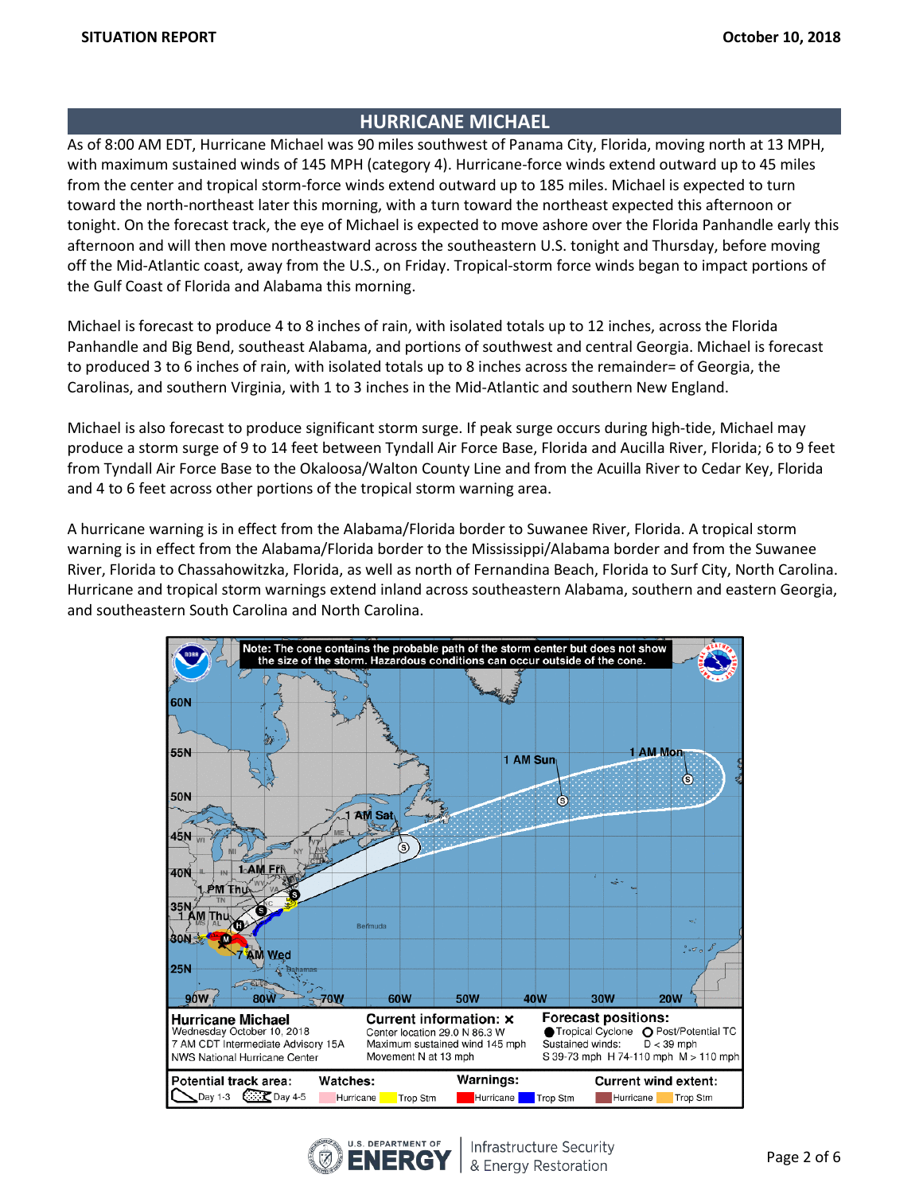## HURRICANE MICHAEL

As of 8:00 AM EDT, Hurricane Michael was 90 miles southwest of Panama City, Florida, moving north at 13 MPH, with maximum sustained winds of 145 MPH (category 4). Hurricane-force winds extend outward up to 45 miles from the center and tropical storm-force winds extend outward up to 185 miles. Michael is expected to turn toward the north-northeast later this morning, with a turn toward the northeast expected this afternoon or tonight. On the forecast track, the eye of Michael is expected to move ashore over the Florida Panhandle early this afternoon and will then move northeastward across the southeastern U.S. tonight and Thursday, before moving off the Mid-Atlantic coast, away from the U.S., on Friday. Tropical-storm force winds began to impact portions of the Gulf Coast of Florida and Alabama this morning.

Michael is forecast to produce 4 to 8 inches of rain, with isolated totals up to 12 inches, across the Florida Panhandle and Big Bend, southeast Alabama, and portions of southwest and central Georgia. Michael is forecast to produced 3 to 6 inches of rain, with isolated totals up to 8 inches across the remainder= of Georgia, the Carolinas, and southern Virginia, with 1 to 3 inches in the Mid-Atlantic and southern New England.

Michael is also forecast to produce significant storm surge. If peak surge occurs during high-tide, Michael may produce a storm surge of 9 to 14 feet between Tyndall Air Force Base, Florida and Aucilla River, Florida; 6 to 9 feet from Tyndall Air Force Base to the Okaloosa/Walton County Line and from the Acuilla River to Cedar Key, Florida and 4 to 6 feet across other portions of the tropical storm warning area.

A hurricane warning is in effect from the Alabama/Florida border to Suwanee River, Florida. A tropical storm warning is in effect from the Alabama/Florida border to the Mississippi/Alabama border and from the Suwanee River, Florida to Chassahowitzka, Florida, as well as north of Fernandina Beach, Florida to Surf City, North Carolina. Hurricane and tropical storm warnings extend inland across southeastern Alabama, southern and eastern Georgia, and southeastern South Carolina and North Carolina.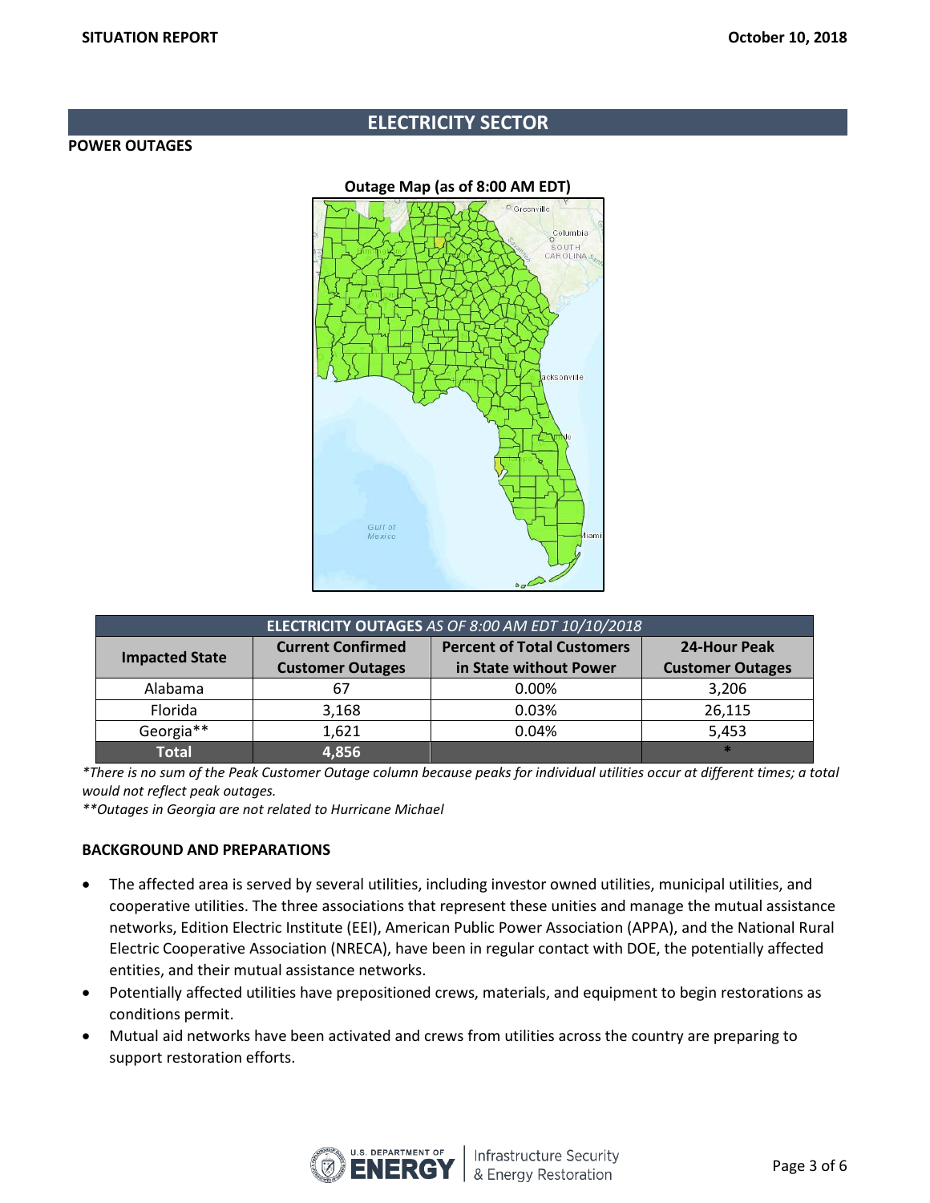## ELECTRICITY SECTOR

### POWER OUTAGES

**Outage Map (as of 8:00 AM EDT)**

| **ELECTRICITY OUTAGES** *AS OF 8:00 AM EDT 10/10/2018* | | | |
|---|---|---|---|
| **Impacted State** | **Current Confirmed Customer Outages** | **Percent of Total Customers in State without Power** | **24-Hour Peak Customer Outages** |
| Alabama | 67 | 0.00% | 3,206 |
| Florida | 3,168 | 0.03% | 26,115 |
| Georgia** | 1,621 | 0.04% | 5,453 |
| **Total** | **4,856** | | * |

*\*There is no sum of the Peak Customer Outage column because peaks for individual utilities occur at different times; a total would not reflect peak outages.*

*\*\*Outages in Georgia are not related to Hurricane Michael*

### BACKGROUND AND PREPARATIONS

- The affected area is served by several utilities, including investor owned utilities, municipal utilities, and cooperative utilities. The three associations that represent these unities and manage the mutual assistance networks, Edition Electric Institute (EEI), American Public Power Association (APPA), and the National Rural Electric Cooperative Association (NRECA), have been in regular contact with DOE, the potentially affected entities, and their mutual assistance networks.
- Potentially affected utilities have prepositioned crews, materials, and equipment to begin restorations as conditions permit.
- Mutual aid networks have been activated and crews from utilities across the country are preparing to support restoration efforts.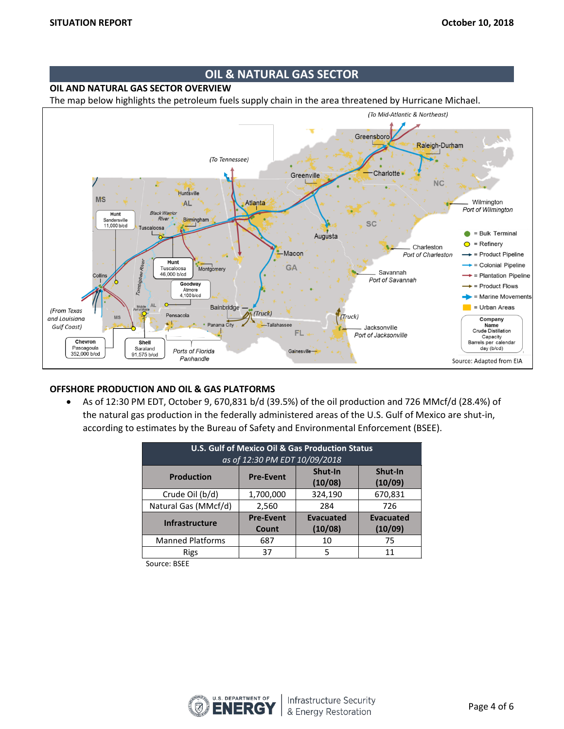## OIL & NATURAL GAS SECTOR

### OIL AND NATURAL GAS SECTOR OVERVIEW

The map below highlights the petroleum fuels supply chain in the area threatened by Hurricane Michael.

Source: Adapted from EIA

### OFFSHORE PRODUCTION AND OIL & GAS PLATFORMS

- As of 12:30 PM EDT, October 9, 670,831 b/d (39.5%) of the oil production and 726 MMcf/d (28.4%) of the natural gas production in the federally administered areas of the U.S. Gulf of Mexico are shut-in, according to estimates by the Bureau of Safety and Environmental Enforcement (BSEE).

| U.S. Gulf of Mexico Oil & Gas Production Status *as of 12:30 PM EDT 10/09/2018* | | | |
|---|---|---|---|
| **Production** | **Pre-Event** | **Shut-In (10/08)** | **Shut-In (10/09)** |
| Crude Oil (b/d) | 1,700,000 | 324,190 | 670,831 |
| Natural Gas (MMcf/d) | 2,560 | 284 | 726 |
| **Infrastructure** | **Pre-Event Count** | **Evacuated (10/08)** | **Evacuated (10/09)** |
| Manned Platforms | 687 | 10 | 75 |
| Rigs | 37 | 5 | 11 |

Source: BSEE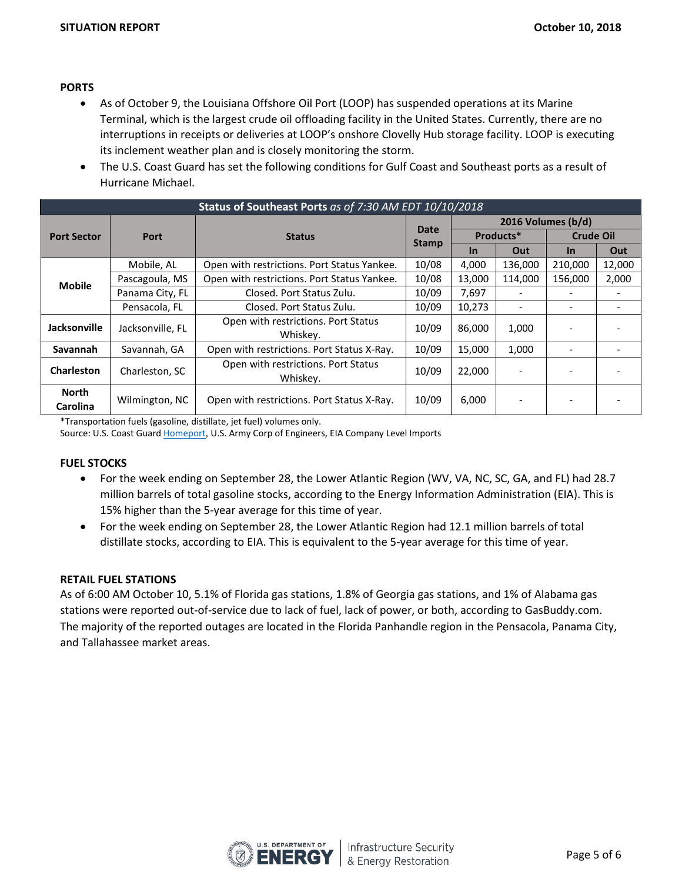**PORTS**

- As of October 9, the Louisiana Offshore Oil Port (LOOP) has suspended operations at its Marine Terminal, which is the largest crude oil offloading facility in the United States. Currently, there are no interruptions in receipts or deliveries at LOOP's onshore Clovelly Hub storage facility. LOOP is executing its inclement weather plan and is closely monitoring the storm.
- The U.S. Coast Guard has set the following conditions for Gulf Coast and Southeast ports as a result of Hurricane Michael.

**Status of Southeast Ports** *as of 7:30 AM EDT 10/10/2018*

| Port Sector | Port | Status | Date Stamp | 2016 Volumes (b/d) | | | |
|---|---|---|---|---|---|---|---|
| | | | | Products* | | Crude Oil | |
| | | | | In | Out | In | Out |
| Mobile | Mobile, AL | Open with restrictions. Port Status Yankee. | 10/08 | 4,000 | 136,000 | 210,000 | 12,000 |
| | Pascagoula, MS | Open with restrictions. Port Status Yankee. | 10/08 | 13,000 | 114,000 | 156,000 | 2,000 |
| | Panama City, FL | Closed. Port Status Zulu. | 10/09 | 7,697 | - | - | - |
| | Pensacola, FL | Closed. Port Status Zulu. | 10/09 | 10,273 | - | - | - |
| Jacksonville | Jacksonville, FL | Open with restrictions. Port Status Whiskey. | 10/09 | 86,000 | 1,000 | - | - |
| Savannah | Savannah, GA | Open with restrictions. Port Status X-Ray. | 10/09 | 15,000 | 1,000 | - | - |
| Charleston | Charleston, SC | Open with restrictions. Port Status Whiskey. | 10/09 | 22,000 | - | - | - |
| North Carolina | Wilmington, NC | Open with restrictions. Port Status X-Ray. | 10/09 | 6,000 | - | - | - |

*Transportation fuels (gasoline, distillate, jet fuel) volumes only.
Source: U.S. Coast Guard Homeport, U.S. Army Corp of Engineers, EIA Company Level Imports

**FUEL STOCKS**

- For the week ending on September 28, the Lower Atlantic Region (WV, VA, NC, SC, GA, and FL) had 28.7 million barrels of total gasoline stocks, according to the Energy Information Administration (EIA). This is 15% higher than the 5-year average for this time of year.
- For the week ending on September 28, the Lower Atlantic Region had 12.1 million barrels of total distillate stocks, according to EIA. This is equivalent to the 5-year average for this time of year.

**RETAIL FUEL STATIONS**

As of 6:00 AM October 10, 5.1% of Florida gas stations, 1.8% of Georgia gas stations, and 1% of Alabama gas stations were reported out-of-service due to lack of fuel, lack of power, or both, according to GasBuddy.com. The majority of the reported outages are located in the Florida Panhandle region in the Pensacola, Panama City, and Tallahassee market areas.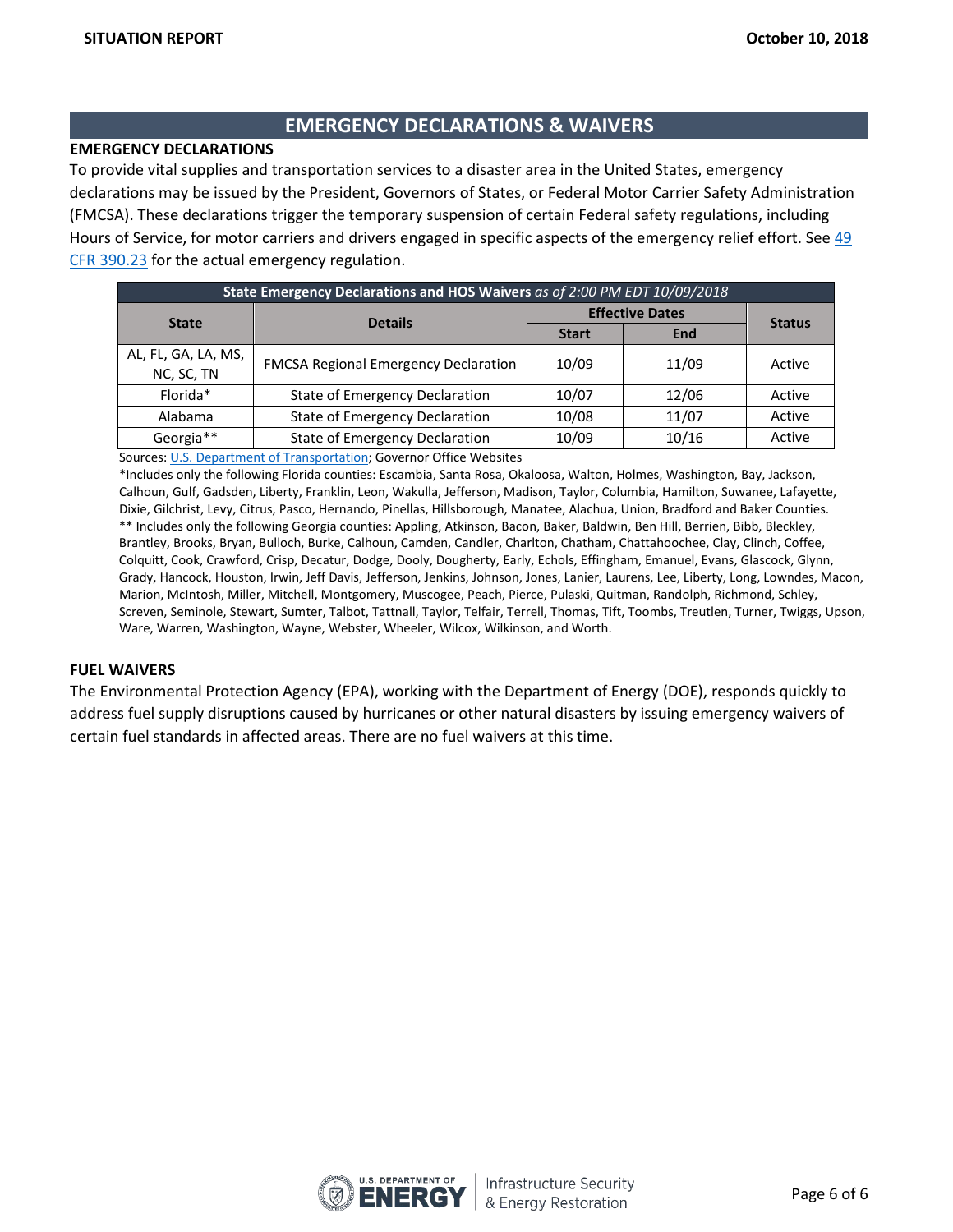## EMERGENCY DECLARATIONS & WAIVERS

### EMERGENCY DECLARATIONS

To provide vital supplies and transportation services to a disaster area in the United States, emergency declarations may be issued by the President, Governors of States, or Federal Motor Carrier Safety Administration (FMCSA). These declarations trigger the temporary suspension of certain Federal safety regulations, including Hours of Service, for motor carriers and drivers engaged in specific aspects of the emergency relief effort. See 49 CFR 390.23 for the actual emergency regulation.

**State Emergency Declarations and HOS Waivers** *as of 2:00 PM EDT 10/09/2018*

| State | Details | Effective Dates | | Status |
|---|---|---|---|---|
| | | Start | End | |
| AL, FL, GA, LA, MS, NC, SC, TN | FMCSA Regional Emergency Declaration | 10/09 | 11/09 | Active |
| Florida* | State of Emergency Declaration | 10/07 | 12/06 | Active |
| Alabama | State of Emergency Declaration | 10/08 | 11/07 | Active |
| Georgia** | State of Emergency Declaration | 10/09 | 10/16 | Active |

Sources: U.S. Department of Transportation; Governor Office Websites

*Includes only the following Florida counties: Escambia, Santa Rosa, Okaloosa, Walton, Holmes, Washington, Bay, Jackson, Calhoun, Gulf, Gadsden, Liberty, Franklin, Leon, Wakulla, Jefferson, Madison, Taylor, Columbia, Hamilton, Suwanee, Lafayette, Dixie, Gilchrist, Levy, Citrus, Pasco, Hernando, Pinellas, Hillsborough, Manatee, Alachua, Union, Bradford and Baker Counties.

** Includes only the following Georgia counties: Appling, Atkinson, Bacon, Baker, Baldwin, Ben Hill, Berrien, Bibb, Bleckley, Brantley, Brooks, Bryan, Bulloch, Burke, Calhoun, Camden, Candler, Charlton, Chatham, Chattahoochee, Clay, Clinch, Coffee, Colquitt, Cook, Crawford, Crisp, Decatur, Dodge, Dooly, Dougherty, Early, Echols, Effingham, Emanuel, Evans, Glascock, Glynn, Grady, Hancock, Houston, Irwin, Jeff Davis, Jefferson, Jenkins, Johnson, Jones, Lanier, Laurens, Lee, Liberty, Long, Lowndes, Macon, Marion, McIntosh, Miller, Mitchell, Montgomery, Muscogee, Peach, Pierce, Pulaski, Quitman, Randolph, Richmond, Schley, Screven, Seminole, Stewart, Sumter, Talbot, Tattnall, Taylor, Telfair, Terrell, Thomas, Tift, Toombs, Treutlen, Turner, Twiggs, Upson, Ware, Warren, Washington, Wayne, Webster, Wheeler, Wilcox, Wilkinson, and Worth.

### FUEL WAIVERS

The Environmental Protection Agency (EPA), working with the Department of Energy (DOE), responds quickly to address fuel supply disruptions caused by hurricanes or other natural disasters by issuing emergency waivers of certain fuel standards in affected areas. There are no fuel waivers at this time.